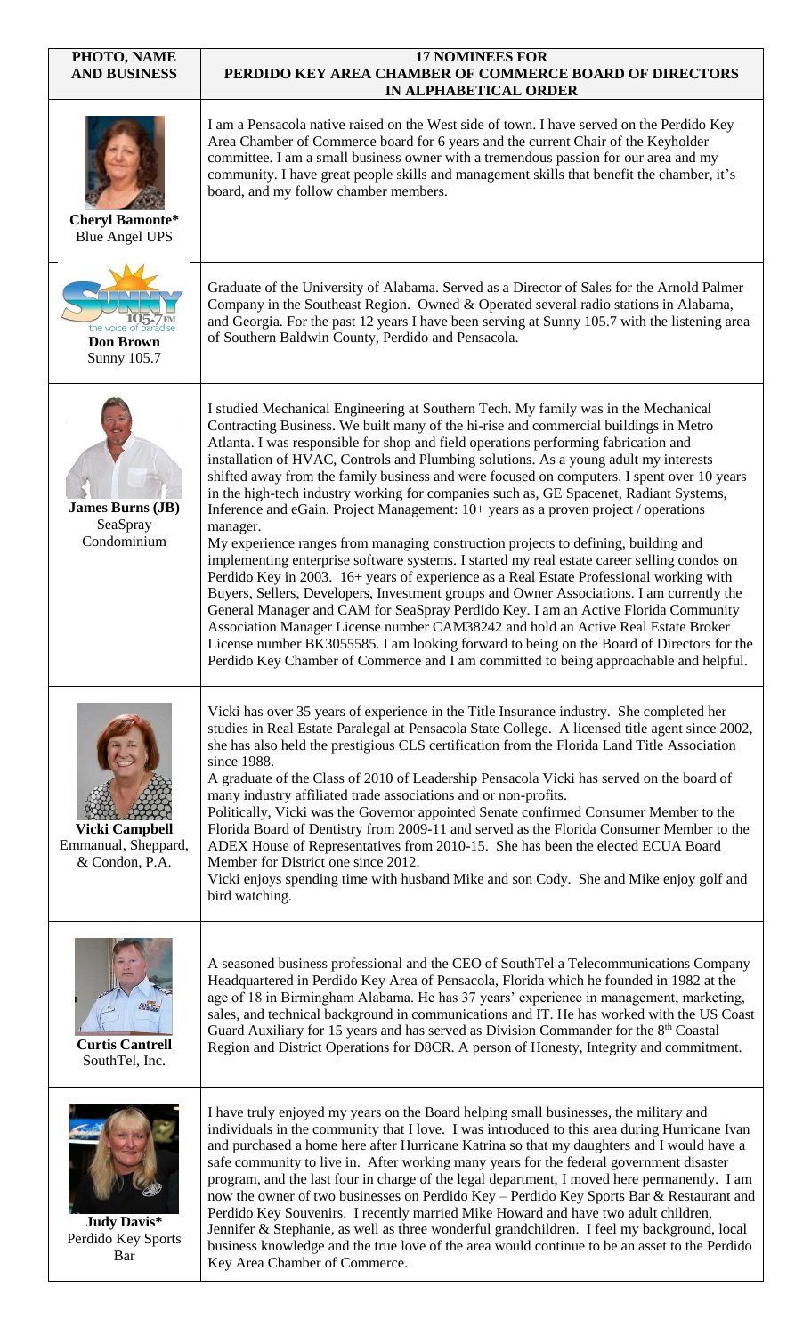| PHOTO, NAME AND BUSINESS | 17 NOMINEES FOR PERDIDO KEY AREA CHAMBER OF COMMERCE BOARD OF DIRECTORS IN ALPHABETICAL ORDER |
|---|---|
| **Cheryl Bamonte*** Blue Angel UPS | I am a Pensacola native raised on the West side of town. I have served on the Perdido Key Area Chamber of Commerce board for 6 years and the current Chair of the Keyholder committee. I am a small business owner with a tremendous passion for our area and my community. I have great people skills and management skills that benefit the chamber, it's board, and my follow chamber members. |
| **Don Brown** Sunny 105.7 | Graduate of the University of Alabama. Served as a Director of Sales for the Arnold Palmer Company in the Southeast Region. Owned & Operated several radio stations in Alabama, and Georgia. For the past 12 years I have been serving at Sunny 105.7 with the listening area of Southern Baldwin County, Perdido and Pensacola. |
| **James Burns (JB)** SeaSpray Condominium | I studied Mechanical Engineering at Southern Tech. My family was in the Mechanical Contracting Business. We built many of the hi-rise and commercial buildings in Metro Atlanta. I was responsible for shop and field operations performing fabrication and installation of HVAC, Controls and Plumbing solutions. As a young adult my interests shifted away from the family business and were focused on computers. I spent over 10 years in the high-tech industry working for companies such as, GE Spacenet, Radiant Systems, Inference and eGain. Project Management: 10+ years as a proven project / operations manager. My experience ranges from managing construction projects to defining, building and implementing enterprise software systems. I started my real estate career selling condos on Perdido Key in 2003. 16+ years of experience as a Real Estate Professional working with Buyers, Sellers, Developers, Investment groups and Owner Associations. I am currently the General Manager and CAM for SeaSpray Perdido Key. I am an Active Florida Community Association Manager License number CAM38242 and hold an Active Real Estate Broker License number BK3055585. I am looking forward to being on the Board of Directors for the Perdido Key Chamber of Commerce and I am committed to being approachable and helpful. |
| **Vicki Campbell** Emmanual, Sheppard, & Condon, P.A. | Vicki has over 35 years of experience in the Title Insurance industry. She completed her studies in Real Estate Paralegal at Pensacola State College. A licensed title agent since 2002, she has also held the prestigious CLS certification from the Florida Land Title Association since 1988. A graduate of the Class of 2010 of Leadership Pensacola Vicki has served on the board of many industry affiliated trade associations and or non-profits. Politically, Vicki was the Governor appointed Senate confirmed Consumer Member to the Florida Board of Dentistry from 2009-11 and served as the Florida Consumer Member to the ADEX House of Representatives from 2010-15. She has been the elected ECUA Board Member for District one since 2012. Vicki enjoys spending time with husband Mike and son Cody. She and Mike enjoy golf and bird watching. |
| **Curtis Cantrell** SouthTel, Inc. | A seasoned business professional and the CEO of SouthTel a Telecommunications Company Headquartered in Perdido Key Area of Pensacola, Florida which he founded in 1982 at the age of 18 in Birmingham Alabama. He has 37 years' experience in management, marketing, sales, and technical background in communications and IT. He has worked with the US Coast Guard Auxiliary for 15 years and has served as Division Commander for the 8th Coastal Region and District Operations for D8CR. A person of Honesty, Integrity and commitment. |
| **Judy Davis*** Perdido Key Sports Bar | I have truly enjoyed my years on the Board helping small businesses, the military and individuals in the community that I love. I was introduced to this area during Hurricane Ivan and purchased a home here after Hurricane Katrina so that my daughters and I would have a safe community to live in. After working many years for the federal government disaster program, and the last four in charge of the legal department, I moved here permanently. I am now the owner of two businesses on Perdido Key – Perdido Key Sports Bar & Restaurant and Perdido Key Souvenirs. I recently married Mike Howard and have two adult children, Jennifer & Stephanie, as well as three wonderful grandchildren. I feel my background, local business knowledge and the true love of the area would continue to be an asset to the Perdido Key Area Chamber of Commerce. |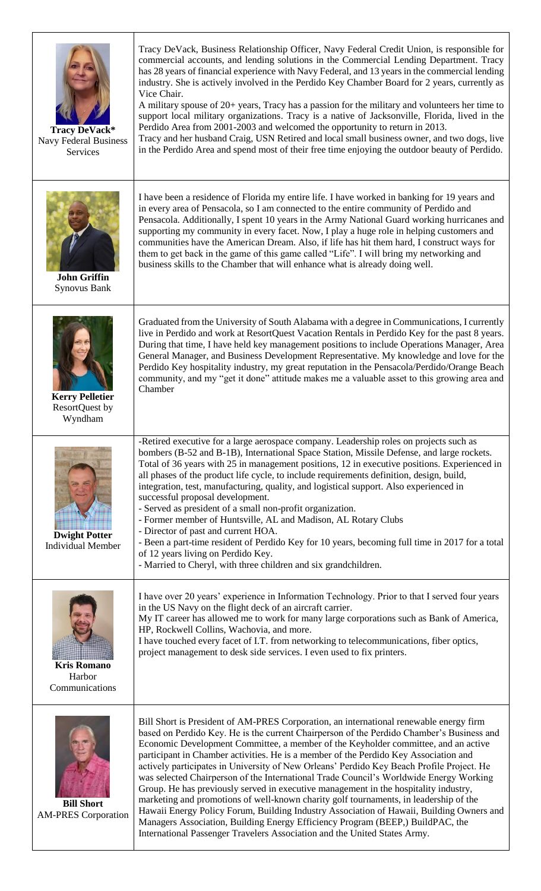| | |
|---|---|
| **Tracy DeVack***<br>Navy Federal Business Services | Tracy DeVack, Business Relationship Officer, Navy Federal Credit Union, is responsible for commercial accounts, and lending solutions in the Commercial Lending Department. Tracy has 28 years of financial experience with Navy Federal, and 13 years in the commercial lending industry. She is actively involved in the Perdido Key Chamber Board for 2 years, currently as Vice Chair.<br>A military spouse of 20+ years, Tracy has a passion for the military and volunteers her time to support local military organizations. Tracy is a native of Jacksonville, Florida, lived in the Perdido Area from 2001-2003 and welcomed the opportunity to return in 2013.<br>Tracy and her husband Craig, USN Retired and local small business owner, and two dogs, live in the Perdido Area and spend most of their free time enjoying the outdoor beauty of Perdido. |
| **John Griffin**<br>Synovus Bank | I have been a residence of Florida my entire life. I have worked in banking for 19 years and in every area of Pensacola, so I am connected to the entire community of Perdido and Pensacola. Additionally, I spent 10 years in the Army National Guard working hurricanes and supporting my community in every facet. Now, I play a huge role in helping customers and communities have the American Dream. Also, if life has hit them hard, I construct ways for them to get back in the game of this game called "Life". I will bring my networking and business skills to the Chamber that will enhance what is already doing well. |
| **Kerry Pelletier**<br>ResortQuest by Wyndham | Graduated from the University of South Alabama with a degree in Communications, I currently live in Perdido and work at ResortQuest Vacation Rentals in Perdido Key for the past 8 years. During that time, I have held key management positions to include Operations Manager, Area General Manager, and Business Development Representative. My knowledge and love for the Perdido Key hospitality industry, my great reputation in the Pensacola/Perdido/Orange Beach community, and my "get it done" attitude makes me a valuable asset to this growing area and Chamber |
| **Dwight Potter**<br>Individual Member | -Retired executive for a large aerospace company. Leadership roles on projects such as bombers (B-52 and B-1B), International Space Station, Missile Defense, and large rockets. Total of 36 years with 25 in management positions, 12 in executive positions. Experienced in all phases of the product life cycle, to include requirements definition, design, build, integration, test, manufacturing, quality, and logistical support. Also experienced in successful proposal development.<br>- Served as president of a small non-profit organization.<br>- Former member of Huntsville, AL and Madison, AL Rotary Clubs<br>- Director of past and current HOA.<br>- Been a part-time resident of Perdido Key for 10 years, becoming full time in 2017 for a total of 12 years living on Perdido Key.<br>- Married to Cheryl, with three children and six grandchildren. |
| **Kris Romano**<br>Harbor Communications | I have over 20 years' experience in Information Technology. Prior to that I served four years in the US Navy on the flight deck of an aircraft carrier.<br>My IT career has allowed me to work for many large corporations such as Bank of America, HP, Rockwell Collins, Wachovia, and more.<br>I have touched every facet of I.T. from networking to telecommunications, fiber optics, project management to desk side services. I even used to fix printers. |
| **Bill Short**<br>AM-PRES Corporation | Bill Short is President of AM-PRES Corporation, an international renewable energy firm based on Perdido Key. He is the current Chairperson of the Perdido Chamber's Business and Economic Development Committee, a member of the Keyholder committee, and an active participant in Chamber activities. He is a member of the Perdido Key Beach Association and actively participates in University of New Orleans' Perdido Key Beach Profile Project. He was selected Chairperson of the International Trade Council's Worldwide Energy Working Group. He has previously served in executive management in the hospitality industry, marketing and promotions of well-known charity golf tournaments, in leadership of the Hawaii Energy Policy Forum, Building Industry Association of Hawaii, Building Owners and Managers Association, Building Energy Efficiency Program (BEEP,) BuildPAC, the International Passenger Travelers Association and the United States Army. |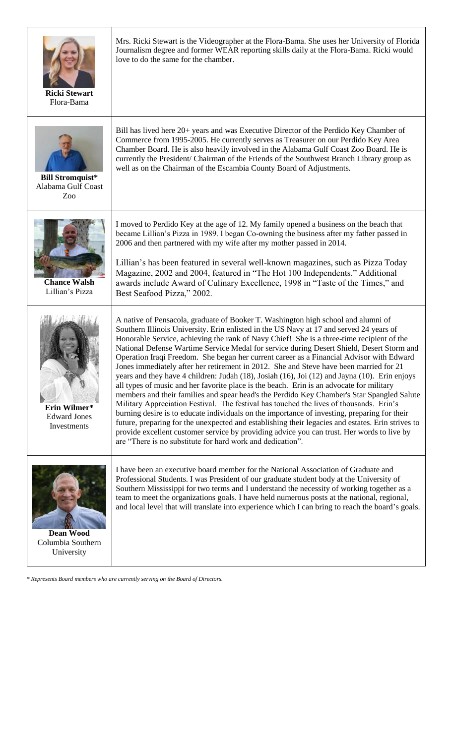| | |
|---|---|
| **Ricki Stewart**<br>Flora-Bama | Mrs. Ricki Stewart is the Videographer at the Flora-Bama. She uses her University of Florida Journalism degree and former WEAR reporting skills daily at the Flora-Bama. Ricki would love to do the same for the chamber. |
| **Bill Stromquist***<br>Alabama Gulf Coast Zoo | Bill has lived here 20+ years and was Executive Director of the Perdido Key Chamber of Commerce from 1995-2005. He currently serves as Treasurer on our Perdido Key Area Chamber Board. He is also heavily involved in the Alabama Gulf Coast Zoo Board. He is currently the President/ Chairman of the Friends of the Southwest Branch Library group as well as on the Chairman of the Escambia County Board of Adjustments. |
| **Chance Walsh**<br>Lillian's Pizza | I moved to Perdido Key at the age of 12. My family opened a business on the beach that became Lillian's Pizza in 1989. I began Co-owning the business after my father passed in 2006 and then partnered with my wife after my mother passed in 2014.<br><br>Lillian's has been featured in several well-known magazines, such as Pizza Today Magazine, 2002 and 2004, featured in "The Hot 100 Independents." Additional awards include Award of Culinary Excellence, 1998 in "Taste of the Times," and Best Seafood Pizza," 2002. |
| **Erin Wilmer***<br>Edward Jones Investments | A native of Pensacola, graduate of Booker T. Washington high school and alumni of Southern Illinois University. Erin enlisted in the US Navy at 17 and served 24 years of Honorable Service, achieving the rank of Navy Chief! She is a three-time recipient of the National Defense Wartime Service Medal for service during Desert Shield, Desert Storm and Operation Iraqi Freedom. She began her current career as a Financial Advisor with Edward Jones immediately after her retirement in 2012. She and Steve have been married for 21 years and they have 4 children: Judah (18), Josiah (16), Joi (12) and Jayna (10). Erin enjoys all types of music and her favorite place is the beach. Erin is an advocate for military members and their families and spear head's the Perdido Key Chamber's Star Spangled Salute Military Appreciation Festival. The festival has touched the lives of thousands. Erin's burning desire is to educate individuals on the importance of investing, preparing for their future, preparing for the unexpected and establishing their legacies and estates. Erin strives to provide excellent customer service by providing advice you can trust. Her words to live by are "There is no substitute for hard work and dedication". |
| **Dean Wood**<br>Columbia Southern University | I have been an executive board member for the National Association of Graduate and Professional Students. I was President of our graduate student body at the University of Southern Mississippi for two terms and I understand the necessity of working together as a team to meet the organizations goals. I have held numerous posts at the national, regional, and local level that will translate into experience which I can bring to reach the board's goals. |

*\* Represents Board members who are currently serving on the Board of Directors.*